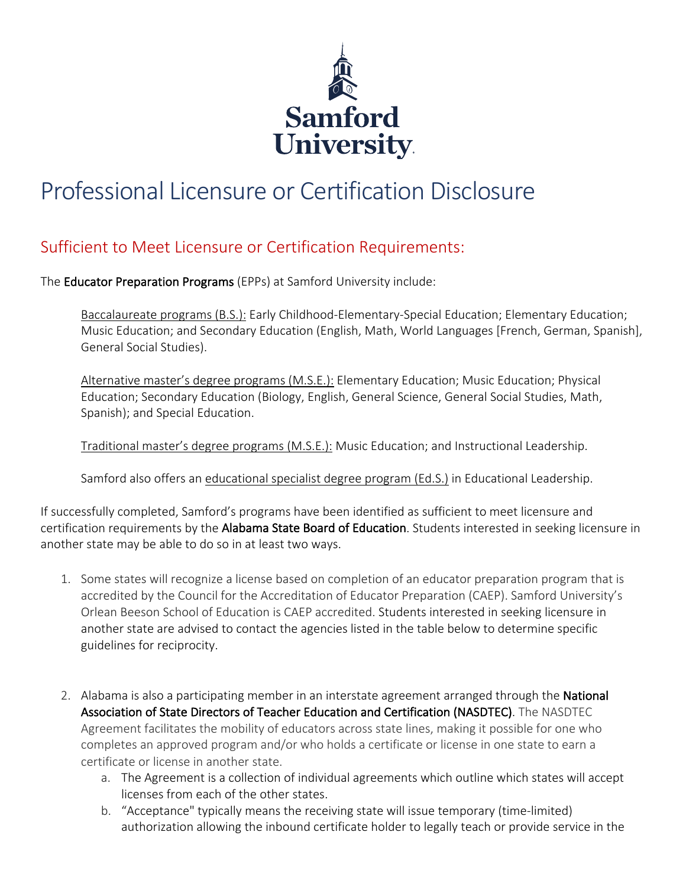Samford University

# Professional Licensure or Certification Disclosure

## Sufficient to Meet Licensure or Certification Requirements:

The **Educator Preparation Programs** (EPPs) at Samford University include:

> Baccalaureate programs (B.S.): Early Childhood-Elementary-Special Education; Elementary Education; Music Education; and Secondary Education (English, Math, World Languages [French, German, Spanish], General Social Studies).
>
> Alternative master's degree programs (M.S.E.): Elementary Education; Music Education; Physical Education; Secondary Education (Biology, English, General Science, General Social Studies, Math, Spanish); and Special Education.
>
> Traditional master's degree programs (M.S.E.): Music Education; and Instructional Leadership.
>
> Samford also offers an educational specialist degree program (Ed.S.) in Educational Leadership.

If successfully completed, Samford's programs have been identified as sufficient to meet licensure and certification requirements by the **Alabama State Board of Education**. Students interested in seeking licensure in another state may be able to do so in at least two ways.

1. Some states will recognize a license based on completion of an educator preparation program that is accredited by the Council for the Accreditation of Educator Preparation (CAEP). Samford University's Orlean Beeson School of Education is CAEP accredited. Students interested in seeking licensure in another state are advised to contact the agencies listed in the table below to determine specific guidelines for reciprocity.

2. Alabama is also a participating member in an interstate agreement arranged through the **National Association of State Directors of Teacher Education and Certification (NASDTEC)**. The NASDTEC Agreement facilitates the mobility of educators across state lines, making it possible for one who completes an approved program and/or who holds a certificate or license in one state to earn a certificate or license in another state.
   a. The Agreement is a collection of individual agreements which outline which states will accept licenses from each of the other states.
   b. "Acceptance" typically means the receiving state will issue temporary (time-limited) authorization allowing the inbound certificate holder to legally teach or provide service in the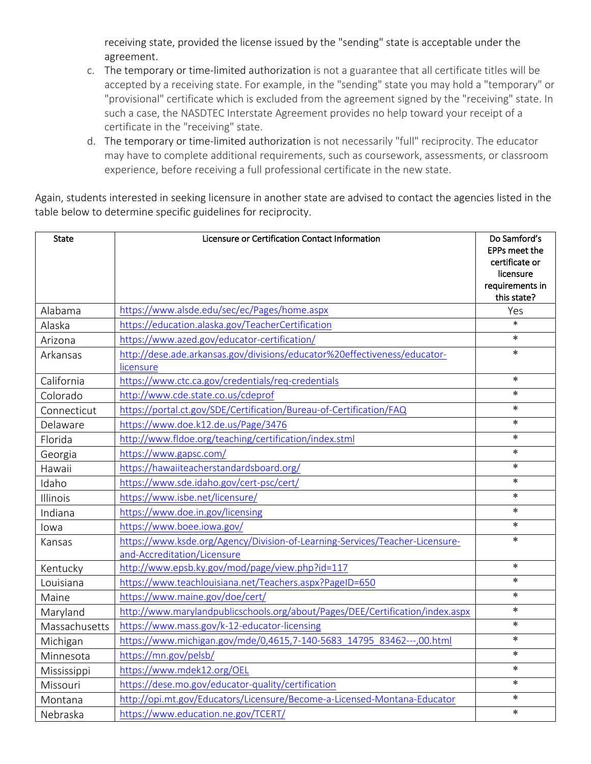receiving state, provided the license issued by the "sending" state is acceptable under the agreement.

c. The temporary or time-limited authorization is not a guarantee that all certificate titles will be accepted by a receiving state. For example, in the "sending" state you may hold a "temporary" or "provisional" certificate which is excluded from the agreement signed by the "receiving" state. In such a case, the NASDTEC Interstate Agreement provides no help toward your receipt of a certificate in the "receiving" state.
d. The temporary or time-limited authorization is not necessarily "full" reciprocity. The educator may have to complete additional requirements, such as coursework, assessments, or classroom experience, before receiving a full professional certificate in the new state.

Again, students interested in seeking licensure in another state are advised to contact the agencies listed in the table below to determine specific guidelines for reciprocity.

| State | Licensure or Certification Contact Information | Do Samford's EPPs meet the certificate or licensure requirements in this state? |
|---|---|---|
| Alabama | https://www.alsde.edu/sec/ec/Pages/home.aspx | Yes |
| Alaska | https://education.alaska.gov/TeacherCertification | * |
| Arizona | https://www.azed.gov/educator-certification/ | * |
| Arkansas | http://dese.ade.arkansas.gov/divisions/educator%20effectiveness/educator-licensure | * |
| California | https://www.ctc.ca.gov/credentials/req-credentials | * |
| Colorado | http://www.cde.state.co.us/cdeprof | * |
| Connecticut | https://portal.ct.gov/SDE/Certification/Bureau-of-Certification/FAQ | * |
| Delaware | https://www.doe.k12.de.us/Page/3476 | * |
| Florida | http://www.fldoe.org/teaching/certification/index.stml | * |
| Georgia | https://www.gapsc.com/ | * |
| Hawaii | https://hawaiiteacherstandardsboard.org/ | * |
| Idaho | https://www.sde.idaho.gov/cert-psc/cert/ | * |
| Illinois | https://www.isbe.net/licensure/ | * |
| Indiana | https://www.doe.in.gov/licensing | * |
| Iowa | https://www.boee.iowa.gov/ | * |
| Kansas | https://www.ksde.org/Agency/Division-of-Learning-Services/Teacher-Licensure-and-Accreditation/Licensure | * |
| Kentucky | http://www.epsb.ky.gov/mod/page/view.php?id=117 | * |
| Louisiana | https://www.teachlouisiana.net/Teachers.aspx?PageID=650 | * |
| Maine | https://www.maine.gov/doe/cert/ | * |
| Maryland | http://www.marylandpublicschools.org/about/Pages/DEE/Certification/index.aspx | * |
| Massachusetts | https://www.mass.gov/k-12-educator-licensing | * |
| Michigan | https://www.michigan.gov/mde/0,4615,7-140-5683_14795_83462---,00.html | * |
| Minnesota | https://mn.gov/pelsb/ | * |
| Mississippi | https://www.mdek12.org/OEL | * |
| Missouri | https://dese.mo.gov/educator-quality/certification | * |
| Montana | http://opi.mt.gov/Educators/Licensure/Become-a-Licensed-Montana-Educator | * |
| Nebraska | https://www.education.ne.gov/TCERT/ | * |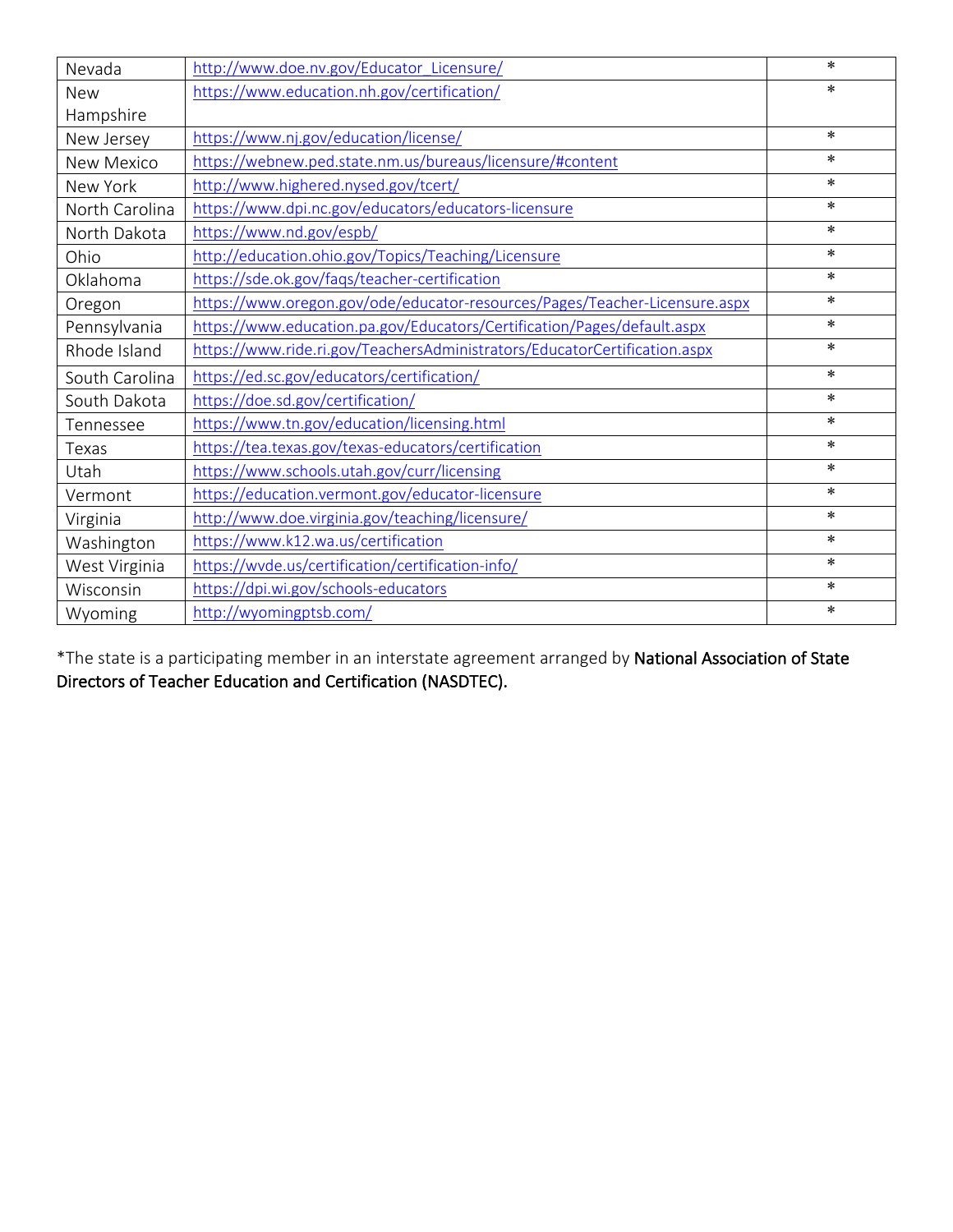| | | |
|---|---|---|
| Nevada | http://www.doe.nv.gov/Educator_Licensure/ | * |
| New Hampshire | https://www.education.nh.gov/certification/ | * |
| New Jersey | https://www.nj.gov/education/license/ | * |
| New Mexico | https://webnew.ped.state.nm.us/bureaus/licensure/#content | * |
| New York | http://www.highered.nysed.gov/tcert/ | * |
| North Carolina | https://www.dpi.nc.gov/educators/educators-licensure | * |
| North Dakota | https://www.nd.gov/espb/ | * |
| Ohio | http://education.ohio.gov/Topics/Teaching/Licensure | * |
| Oklahoma | https://sde.ok.gov/faqs/teacher-certification | * |
| Oregon | https://www.oregon.gov/ode/educator-resources/Pages/Teacher-Licensure.aspx | * |
| Pennsylvania | https://www.education.pa.gov/Educators/Certification/Pages/default.aspx | * |
| Rhode Island | https://www.ride.ri.gov/TeachersAdministrators/EducatorCertification.aspx | * |
| South Carolina | https://ed.sc.gov/educators/certification/ | * |
| South Dakota | https://doe.sd.gov/certification/ | * |
| Tennessee | https://www.tn.gov/education/licensing.html | * |
| Texas | https://tea.texas.gov/texas-educators/certification | * |
| Utah | https://www.schools.utah.gov/curr/licensing | * |
| Vermont | https://education.vermont.gov/educator-licensure | * |
| Virginia | http://www.doe.virginia.gov/teaching/licensure/ | * |
| Washington | https://www.k12.wa.us/certification | * |
| West Virginia | https://wvde.us/certification/certification-info/ | * |
| Wisconsin | https://dpi.wi.gov/schools-educators | * |
| Wyoming | http://wyomingptsb.com/ | * |

*The state is a participating member in an interstate agreement arranged by **National Association of State Directors of Teacher Education and Certification (NASDTEC).**